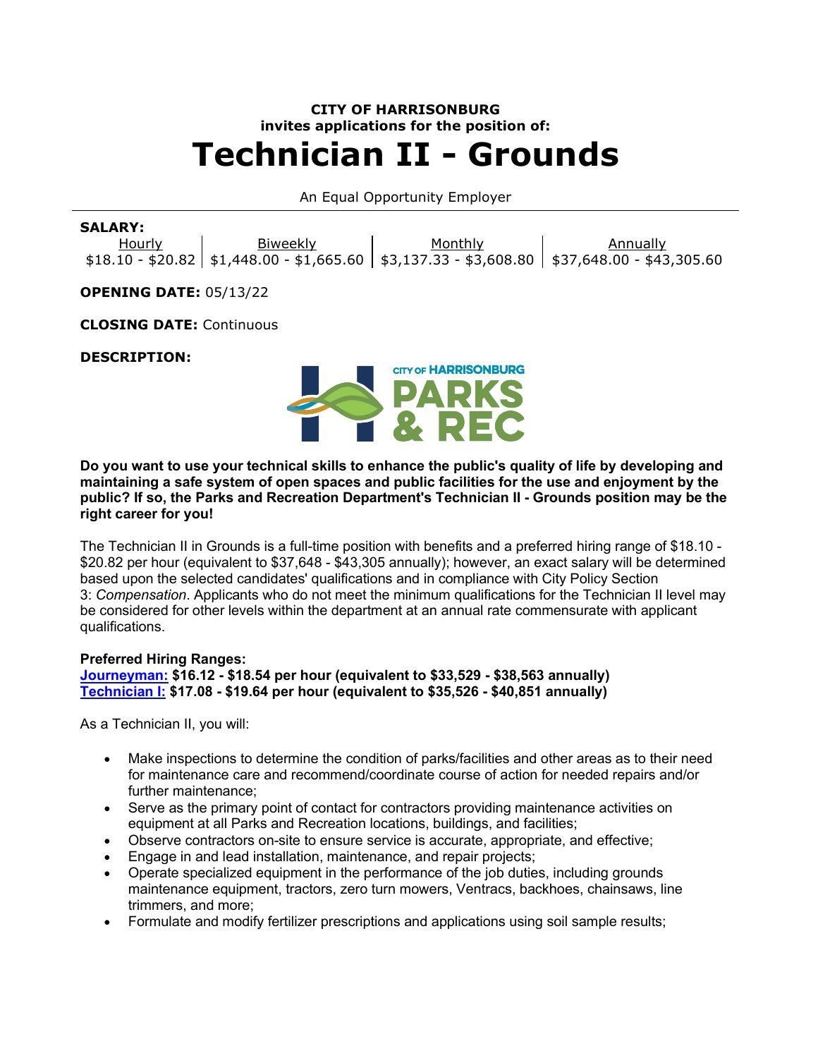**CITY OF HARRISONBURG**
**invites applications for the position of:**

# Technician II - Grounds

An Equal Opportunity Employer

**SALARY:**

| Hourly | Biweekly | Monthly | Annually |
|---|---|---|---|
| $18.10 - $20.82 | $1,448.00 - $1,665.60 | $3,137.33 - $3,608.80 | $37,648.00 - $43,305.60 |

**OPENING DATE:** 05/13/22

**CLOSING DATE:** Continuous

**DESCRIPTION:**

**Do you want to use your technical skills to enhance the public's quality of life by developing and maintaining a safe system of open spaces and public facilities for the use and enjoyment by the public? If so, the Parks and Recreation Department's Technician II - Grounds position may be the right career for you!**

The Technician II in Grounds is a full-time position with benefits and a preferred hiring range of $18.10 - $20.82 per hour (equivalent to $37,648 - $43,305 annually); however, an exact salary will be determined based upon the selected candidates' qualifications and in compliance with City Policy Section 3: *Compensation*. Applicants who do not meet the minimum qualifications for the Technician II level may be considered for other levels within the department at an annual rate commensurate with applicant qualifications.

**Preferred Hiring Ranges:**
**Journeyman: $16.12 - $18.54 per hour (equivalent to $33,529 - $38,563 annually)**
**Technician I: $17.08 - $19.64 per hour (equivalent to $35,526 - $40,851 annually)**

As a Technician II, you will:

- Make inspections to determine the condition of parks/facilities and other areas as to their need for maintenance care and recommend/coordinate course of action for needed repairs and/or further maintenance;
- Serve as the primary point of contact for contractors providing maintenance activities on equipment at all Parks and Recreation locations, buildings, and facilities;
- Observe contractors on-site to ensure service is accurate, appropriate, and effective;
- Engage in and lead installation, maintenance, and repair projects;
- Operate specialized equipment in the performance of the job duties, including grounds maintenance equipment, tractors, zero turn mowers, Ventracs, backhoes, chainsaws, line trimmers, and more;
- Formulate and modify fertilizer prescriptions and applications using soil sample results;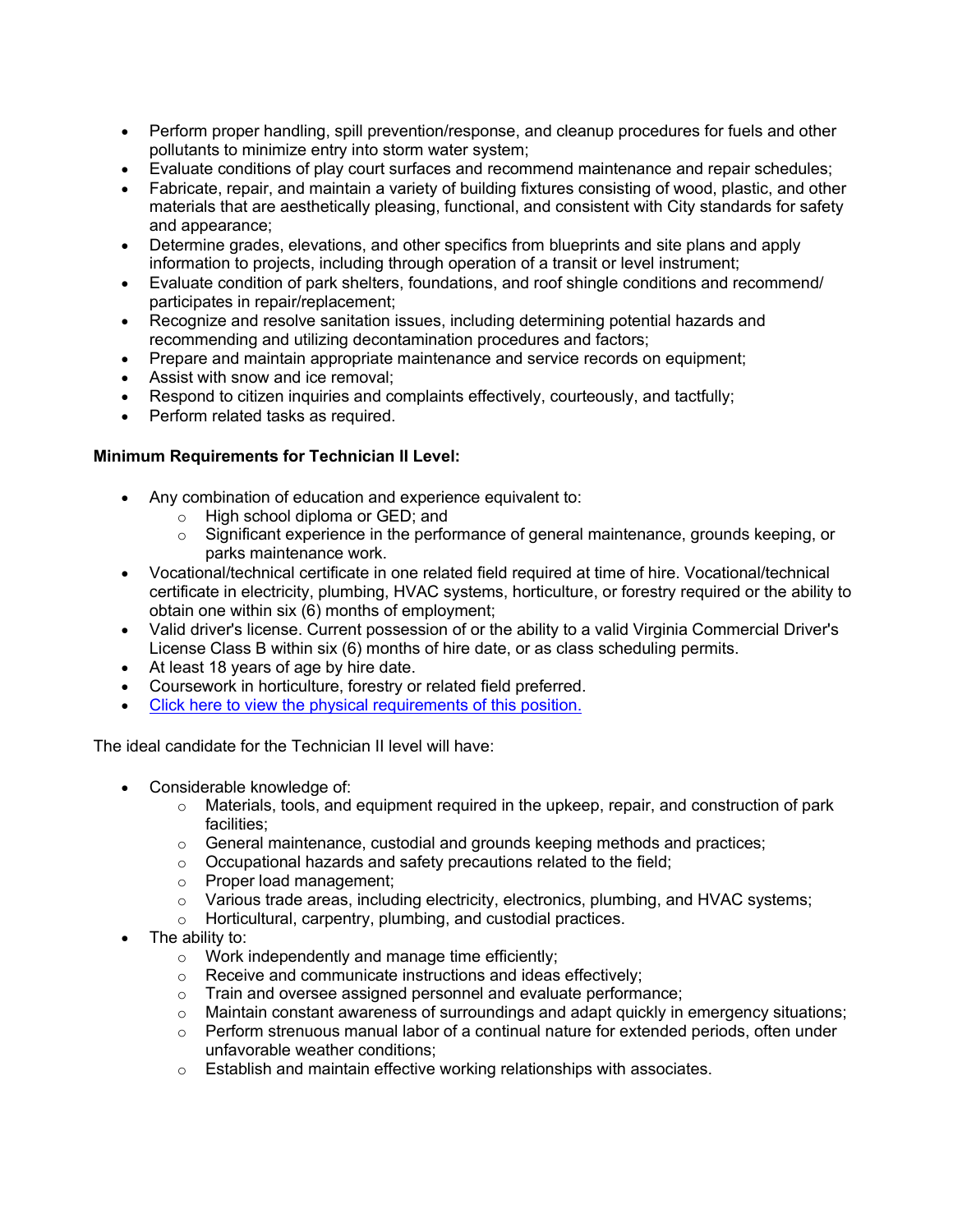- Perform proper handling, spill prevention/response, and cleanup procedures for fuels and other pollutants to minimize entry into storm water system;
- Evaluate conditions of play court surfaces and recommend maintenance and repair schedules;
- Fabricate, repair, and maintain a variety of building fixtures consisting of wood, plastic, and other materials that are aesthetically pleasing, functional, and consistent with City standards for safety and appearance;
- Determine grades, elevations, and other specifics from blueprints and site plans and apply information to projects, including through operation of a transit or level instrument;
- Evaluate condition of park shelters, foundations, and roof shingle conditions and recommend/ participates in repair/replacement;
- Recognize and resolve sanitation issues, including determining potential hazards and recommending and utilizing decontamination procedures and factors;
- Prepare and maintain appropriate maintenance and service records on equipment;
- Assist with snow and ice removal;
- Respond to citizen inquiries and complaints effectively, courteously, and tactfully;
- Perform related tasks as required.

**Minimum Requirements for Technician II Level:**

- Any combination of education and experience equivalent to:
  - High school diploma or GED; and
  - Significant experience in the performance of general maintenance, grounds keeping, or parks maintenance work.
- Vocational/technical certificate in one related field required at time of hire. Vocational/technical certificate in electricity, plumbing, HVAC systems, horticulture, or forestry required or the ability to obtain one within six (6) months of employment;
- Valid driver's license. Current possession of or the ability to a valid Virginia Commercial Driver's License Class B within six (6) months of hire date, or as class scheduling permits.
- At least 18 years of age by hire date.
- Coursework in horticulture, forestry or related field preferred.
- Click here to view the physical requirements of this position.

The ideal candidate for the Technician II level will have:

- Considerable knowledge of:
  - Materials, tools, and equipment required in the upkeep, repair, and construction of park facilities;
  - General maintenance, custodial and grounds keeping methods and practices;
  - Occupational hazards and safety precautions related to the field;
  - Proper load management;
  - Various trade areas, including electricity, electronics, plumbing, and HVAC systems;
  - Horticultural, carpentry, plumbing, and custodial practices.
- The ability to:
  - Work independently and manage time efficiently;
  - Receive and communicate instructions and ideas effectively;
  - Train and oversee assigned personnel and evaluate performance;
  - Maintain constant awareness of surroundings and adapt quickly in emergency situations;
  - Perform strenuous manual labor of a continual nature for extended periods, often under unfavorable weather conditions;
  - Establish and maintain effective working relationships with associates.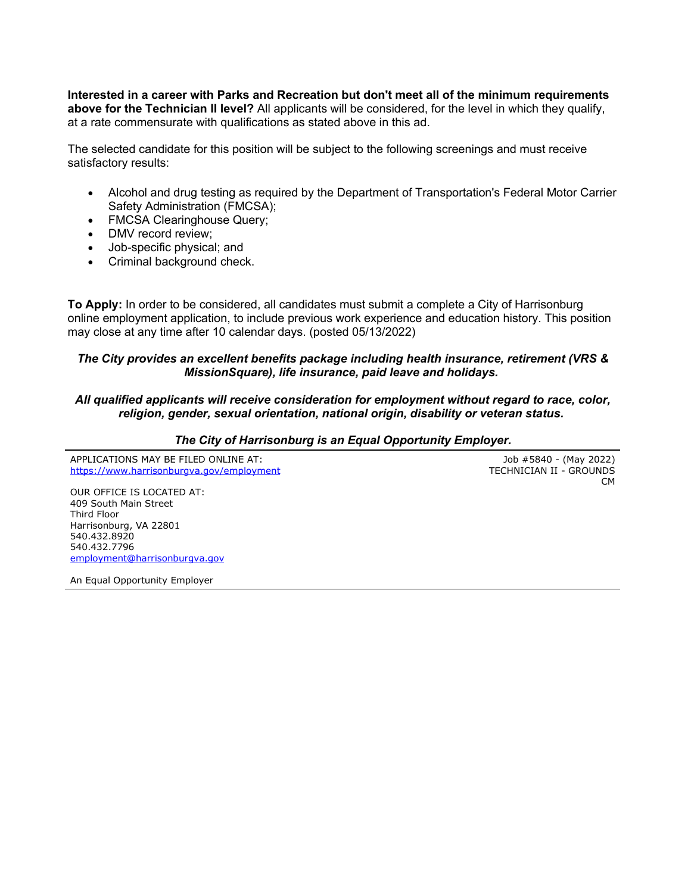**Interested in a career with Parks and Recreation but don't meet all of the minimum requirements above for the Technician II level?** All applicants will be considered, for the level in which they qualify, at a rate commensurate with qualifications as stated above in this ad.

The selected candidate for this position will be subject to the following screenings and must receive satisfactory results:

- Alcohol and drug testing as required by the Department of Transportation's Federal Motor Carrier Safety Administration (FMCSA);
- FMCSA Clearinghouse Query;
- DMV record review;
- Job-specific physical; and
- Criminal background check.

**To Apply:** In order to be considered, all candidates must submit a complete a City of Harrisonburg online employment application, to include previous work experience and education history. This position may close at any time after 10 calendar days. (posted 05/13/2022)

***The City provides an excellent benefits package including health insurance, retirement (VRS & MissionSquare), life insurance, paid leave and holidays.***

***All qualified applicants will receive consideration for employment without regard to race, color, religion, gender, sexual orientation, national origin, disability or veteran status.***

***The City of Harrisonburg is an Equal Opportunity Employer.***

---

APPLICATIONS MAY BE FILED ONLINE AT:
https://www.harrisonburgva.gov/employment

Job #5840 - (May 2022)
TECHNICIAN II - GROUNDS
CM

OUR OFFICE IS LOCATED AT:
409 South Main Street
Third Floor
Harrisonburg, VA 22801
540.432.8920
540.432.7796
employment@harrisonburgva.gov

An Equal Opportunity Employer